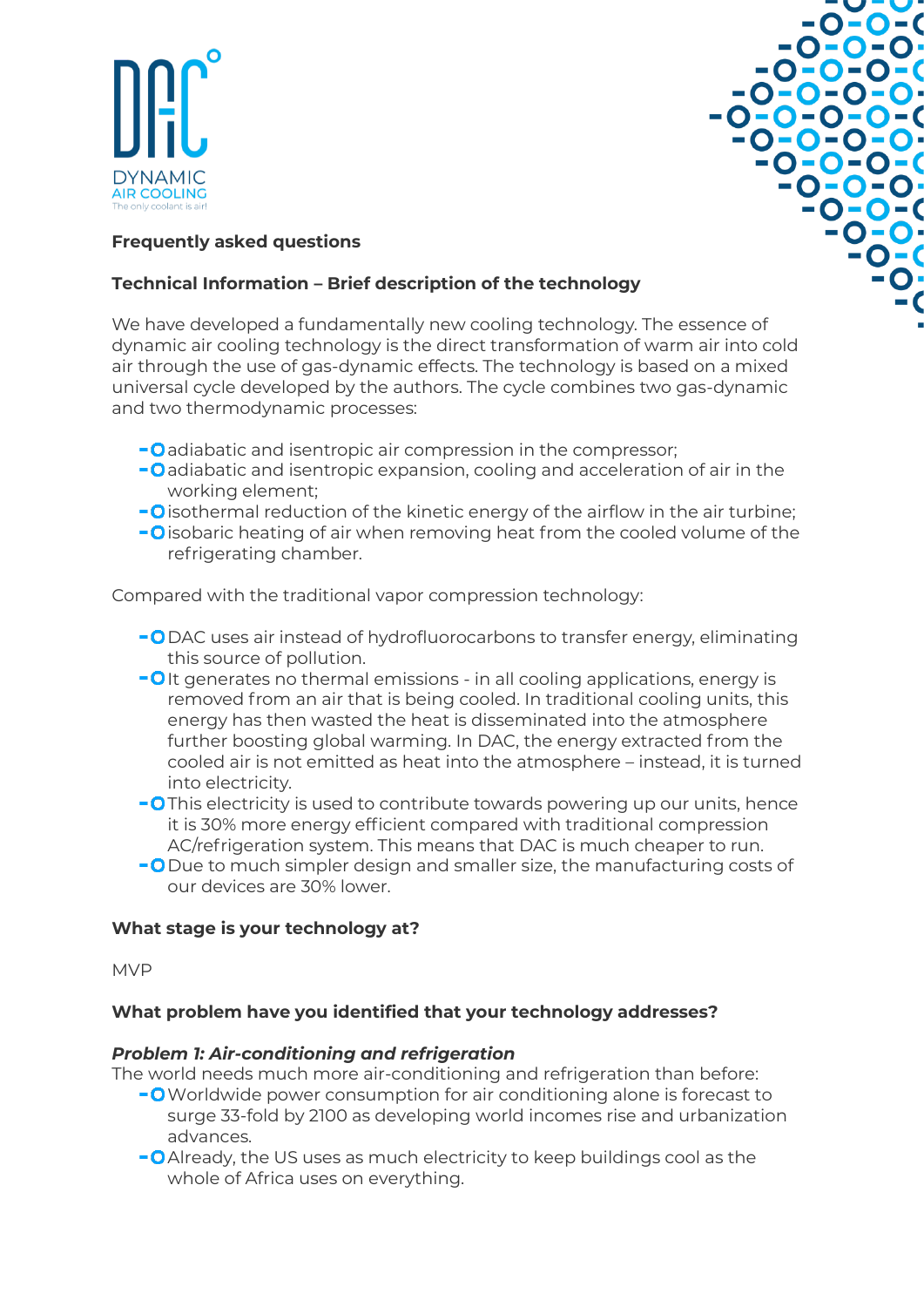DYNAMIC AIR COOLING
The only coolant is air!

## Frequently asked questions

### Technical Information – Brief description of the technology

We have developed a fundamentally new cooling technology. The essence of dynamic air cooling technology is the direct transformation of warm air into cold air through the use of gas-dynamic effects. The technology is based on a mixed universal cycle developed by the authors. The cycle combines two gas-dynamic and two thermodynamic processes:

- adiabatic and isentropic air compression in the compressor;
- adiabatic and isentropic expansion, cooling and acceleration of air in the working element;
- isothermal reduction of the kinetic energy of the airflow in the air turbine;
- isobaric heating of air when removing heat from the cooled volume of the refrigerating chamber.

Compared with the traditional vapor compression technology:

- DAC uses air instead of hydrofluorocarbons to transfer energy, eliminating this source of pollution.
- It generates no thermal emissions - in all cooling applications, energy is removed from an air that is being cooled. In traditional cooling units, this energy has then wasted the heat is disseminated into the atmosphere further boosting global warming. In DAC, the energy extracted from the cooled air is not emitted as heat into the atmosphere – instead, it is turned into electricity.
- This electricity is used to contribute towards powering up our units, hence it is 30% more energy efficient compared with traditional compression AC/refrigeration system. This means that DAC is much cheaper to run.
- Due to much simpler design and smaller size, the manufacturing costs of our devices are 30% lower.

### What stage is your technology at?

MVP

### What problem have you identified that your technology addresses?

***Problem 1: Air-conditioning and refrigeration***

The world needs much more air-conditioning and refrigeration than before:

- Worldwide power consumption for air conditioning alone is forecast to surge 33-fold by 2100 as developing world incomes rise and urbanization advances.
- Already, the US uses as much electricity to keep buildings cool as the whole of Africa uses on everything.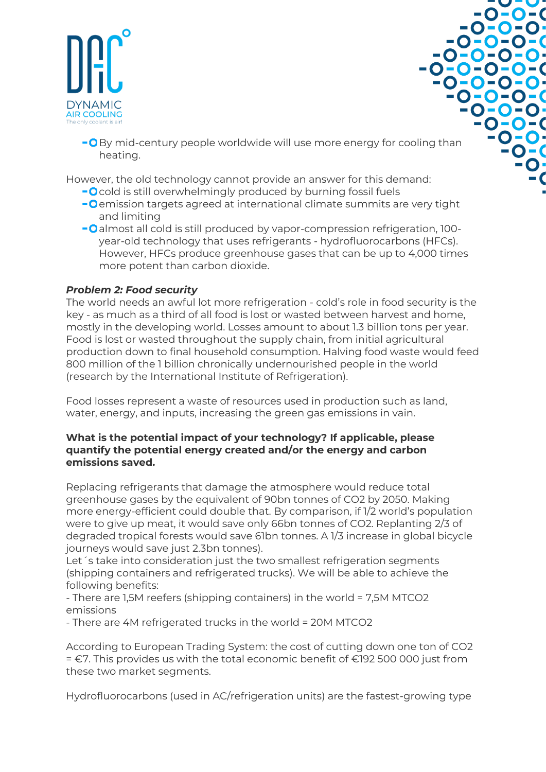- By mid-century people worldwide will use more energy for cooling than heating.

However, the old technology cannot provide an answer for this demand:

- cold is still overwhelmingly produced by burning fossil fuels
- emission targets agreed at international climate summits are very tight and limiting
- almost all cold is still produced by vapor-compression refrigeration, 100-year-old technology that uses refrigerants - hydrofluorocarbons (HFCs). However, HFCs produce greenhouse gases that can be up to 4,000 times more potent than carbon dioxide.

***Problem 2: Food security***

The world needs an awful lot more refrigeration - cold's role in food security is the key - as much as a third of all food is lost or wasted between harvest and home, mostly in the developing world. Losses amount to about 1.3 billion tons per year. Food is lost or wasted throughout the supply chain, from initial agricultural production down to final household consumption. Halving food waste would feed 800 million of the 1 billion chronically undernourished people in the world (research by the International Institute of Refrigeration).

Food losses represent a waste of resources used in production such as land, water, energy, and inputs, increasing the green gas emissions in vain.

**What is the potential impact of your technology? If applicable, please quantify the potential energy created and/or the energy and carbon emissions saved.**

Replacing refrigerants that damage the atmosphere would reduce total greenhouse gases by the equivalent of 90bn tonnes of $CO_2$ by 2050. Making more energy-efficient could double that. By comparison, if 1/2 world's population were to give up meat, it would save only 66bn tonnes of $CO_2$. Replanting 2/3 of degraded tropical forests would save 61bn tonnes. A 1/3 increase in global bicycle journeys would save just 2.3bn tonnes).

Let´s take into consideration just the two smallest refrigeration segments (shipping containers and refrigerated trucks). We will be able to achieve the following benefits:

- There are 1,5M reefers (shipping containers) in the world = 7,5M $MTCO_2$ emissions
- There are 4M refrigerated trucks in the world = 20M $MTCO_2$

According to European Trading System: the cost of cutting down one ton of $CO_2$ = €7. This provides us with the total economic benefit of €192 500 000 just from these two market segments.

Hydrofluorocarbons (used in AC/refrigeration units) are the fastest-growing type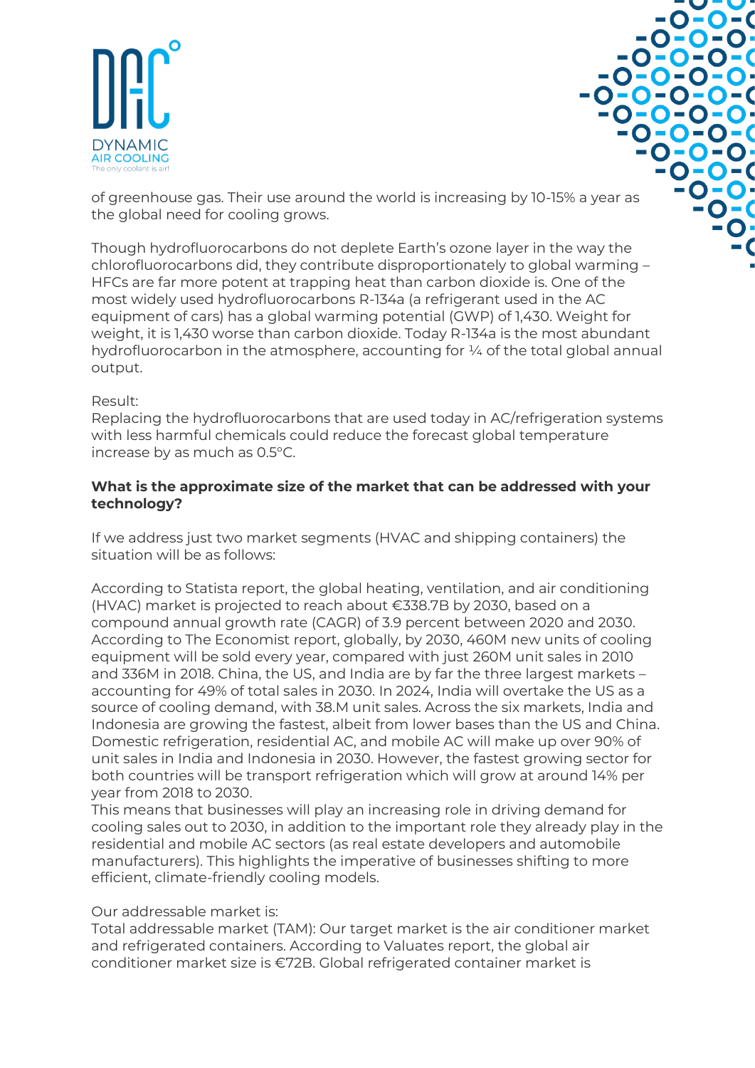of greenhouse gas. Their use around the world is increasing by 10-15% a year as the global need for cooling grows.

Though hydrofluorocarbons do not deplete Earth's ozone layer in the way the chlorofluorocarbons did, they contribute disproportionately to global warming – HFCs are far more potent at trapping heat than carbon dioxide is. One of the most widely used hydrofluorocarbons R-134a (a refrigerant used in the AC equipment of cars) has a global warming potential (GWP) of 1,430. Weight for weight, it is 1,430 worse than carbon dioxide. Today R-134a is the most abundant hydrofluorocarbon in the atmosphere, accounting for ¼ of the total global annual output.

Result:
Replacing the hydrofluorocarbons that are used today in AC/refrigeration systems with less harmful chemicals could reduce the forecast global temperature increase by as much as 0.5°C.

**What is the approximate size of the market that can be addressed with your technology?**

If we address just two market segments (HVAC and shipping containers) the situation will be as follows:

According to Statista report, the global heating, ventilation, and air conditioning (HVAC) market is projected to reach about €338.7B by 2030, based on a compound annual growth rate (CAGR) of 3.9 percent between 2020 and 2030. According to The Economist report, globally, by 2030, 460M new units of cooling equipment will be sold every year, compared with just 260M unit sales in 2010 and 336M in 2018. China, the US, and India are by far the three largest markets – accounting for 49% of total sales in 2030. In 2024, India will overtake the US as a source of cooling demand, with 38.M unit sales. Across the six markets, India and Indonesia are growing the fastest, albeit from lower bases than the US and China. Domestic refrigeration, residential AC, and mobile AC will make up over 90% of unit sales in India and Indonesia in 2030. However, the fastest growing sector for both countries will be transport refrigeration which will grow at around 14% per year from 2018 to 2030.
This means that businesses will play an increasing role in driving demand for cooling sales out to 2030, in addition to the important role they already play in the residential and mobile AC sectors (as real estate developers and automobile manufacturers). This highlights the imperative of businesses shifting to more efficient, climate-friendly cooling models.

Our addressable market is:
Total addressable market (TAM): Our target market is the air conditioner market and refrigerated containers. According to Valuates report, the global air conditioner market size is €72B. Global refrigerated container market is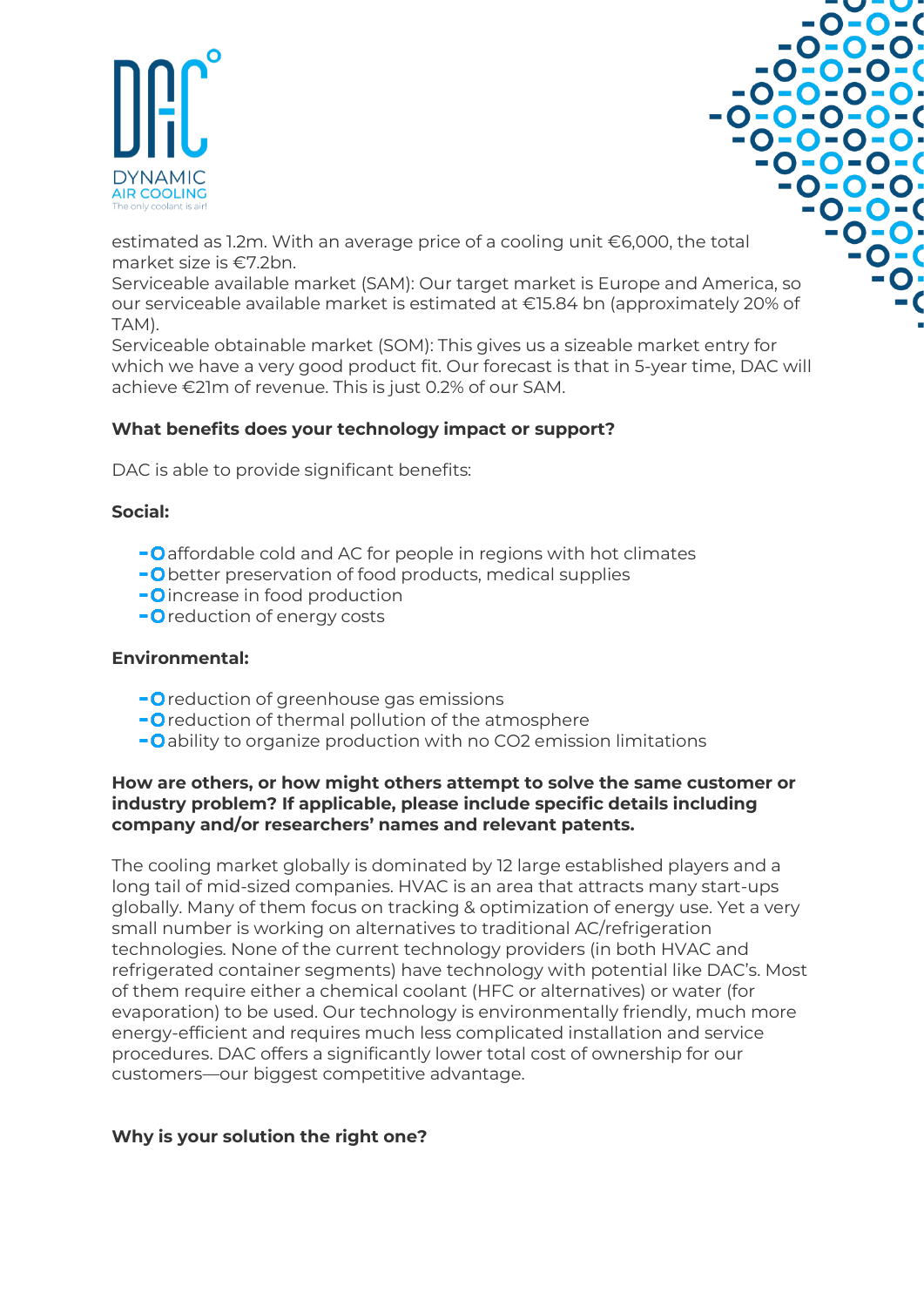estimated as 1.2m. With an average price of a cooling unit €6,000, the total market size is €7.2bn.
Serviceable available market (SAM): Our target market is Europe and America, so our serviceable available market is estimated at €15.84 bn (approximately 20% of TAM).
Serviceable obtainable market (SOM): This gives us a sizeable market entry for which we have a very good product fit. Our forecast is that in 5-year time, DAC will achieve €21m of revenue. This is just 0.2% of our SAM.

**What benefits does your technology impact or support?**

DAC is able to provide significant benefits:

**Social:**

- affordable cold and AC for people in regions with hot climates
- better preservation of food products, medical supplies
- increase in food production
- reduction of energy costs

**Environmental:**

- reduction of greenhouse gas emissions
- reduction of thermal pollution of the atmosphere
- ability to organize production with no CO2 emission limitations

**How are others, or how might others attempt to solve the same customer or industry problem? If applicable, please include specific details including company and/or researchers' names and relevant patents.**

The cooling market globally is dominated by 12 large established players and a long tail of mid-sized companies. HVAC is an area that attracts many start-ups globally. Many of them focus on tracking & optimization of energy use. Yet a very small number is working on alternatives to traditional AC/refrigeration technologies. None of the current technology providers (in both HVAC and refrigerated container segments) have technology with potential like DAC's. Most of them require either a chemical coolant (HFC or alternatives) or water (for evaporation) to be used. Our technology is environmentally friendly, much more energy-efficient and requires much less complicated installation and service procedures. DAC offers a significantly lower total cost of ownership for our customers—our biggest competitive advantage.

**Why is your solution the right one?**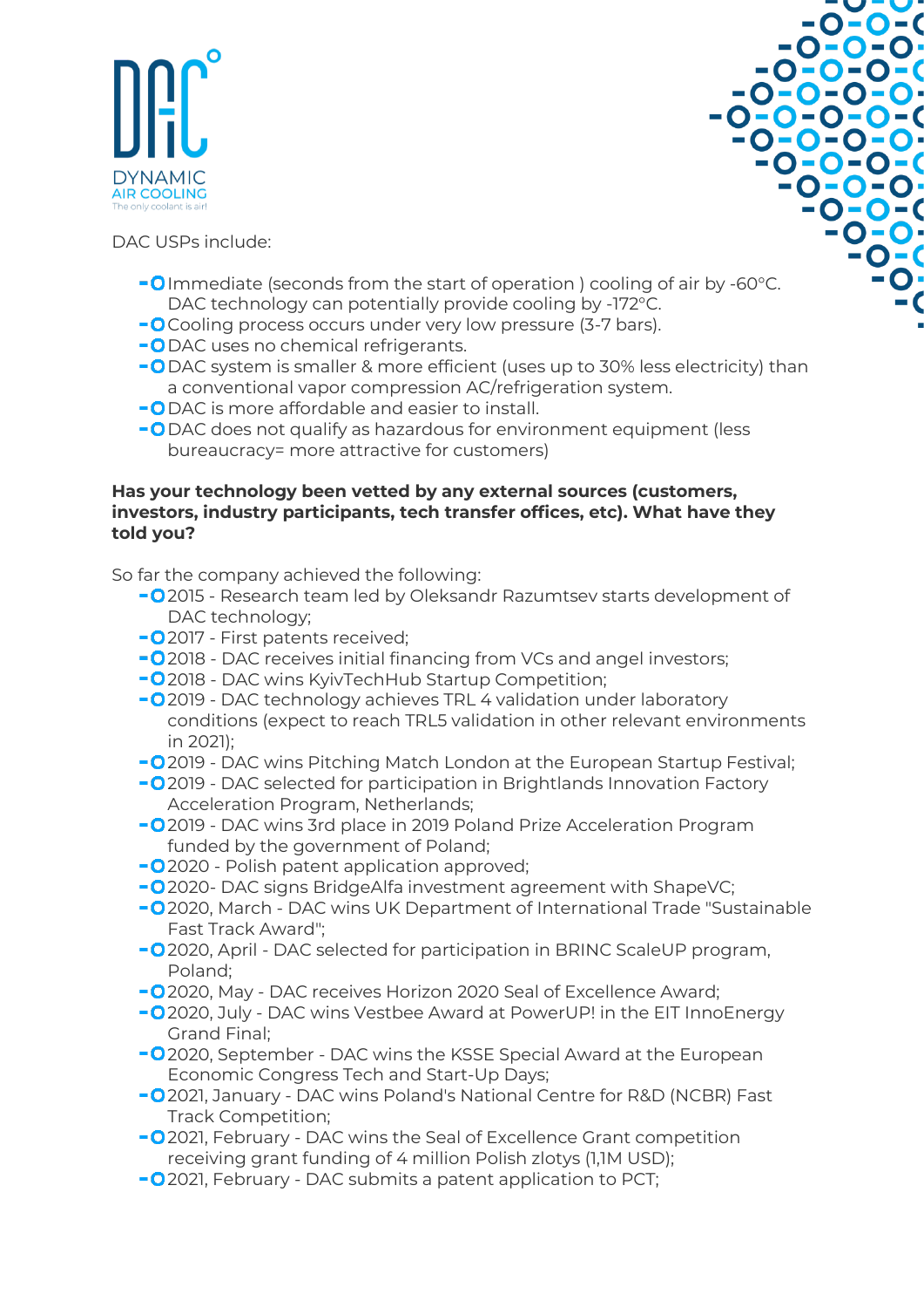DAC USPs include:

- Immediate (seconds from the start of operation ) cooling of air by -60°C. DAC technology can potentially provide cooling by -172°C.
- Cooling process occurs under very low pressure (3-7 bars).
- DAC uses no chemical refrigerants.
- DAC system is smaller & more efficient (uses up to 30% less electricity) than a conventional vapor compression AC/refrigeration system.
- DAC is more affordable and easier to install.
- DAC does not qualify as hazardous for environment equipment (less bureaucracy= more attractive for customers)

**Has your technology been vetted by any external sources (customers, investors, industry participants, tech transfer offices, etc). What have they told you?**

So far the company achieved the following:

- 2015 - Research team led by Oleksandr Razumtsev starts development of DAC technology;
- 2017 - First patents received;
- 2018 - DAC receives initial financing from VCs and angel investors;
- 2018 - DAC wins KyivTechHub Startup Competition;
- 2019 - DAC technology achieves TRL 4 validation under laboratory conditions (expect to reach TRL5 validation in other relevant environments in 2021);
- 2019 - DAC wins Pitching Match London at the European Startup Festival;
- 2019 - DAC selected for participation in Brightlands Innovation Factory Acceleration Program, Netherlands;
- 2019 - DAC wins 3rd place in 2019 Poland Prize Acceleration Program funded by the government of Poland;
- 2020 - Polish patent application approved;
- 2020- DAC signs BridgeAlfa investment agreement with ShapeVC;
- 2020, March - DAC wins UK Department of International Trade "Sustainable Fast Track Award";
- 2020, April - DAC selected for participation in BRINC ScaleUP program, Poland;
- 2020, May - DAC receives Horizon 2020 Seal of Excellence Award;
- 2020, July - DAC wins Vestbee Award at PowerUP! in the EIT InnoEnergy Grand Final;
- 2020, September - DAC wins the KSSE Special Award at the European Economic Congress Tech and Start-Up Days;
- 2021, January - DAC wins Poland's National Centre for R&D (NCBR) Fast Track Competition;
- 2021, February - DAC wins the Seal of Excellence Grant competition receiving grant funding of 4 million Polish zlotys (1,1M USD);
- 2021, February - DAC submits a patent application to PCT;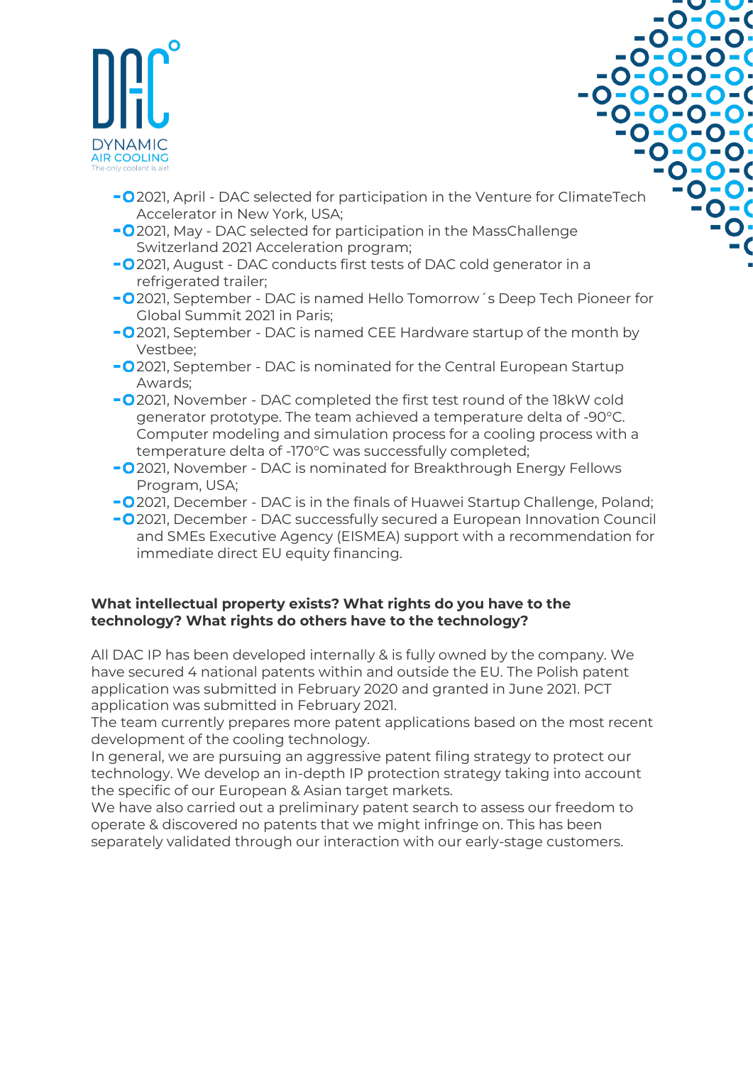- 2021, April - DAC selected for participation in the Venture for ClimateTech Accelerator in New York, USA;
- 2021, May - DAC selected for participation in the MassChallenge Switzerland 2021 Acceleration program;
- 2021, August - DAC conducts first tests of DAC cold generator in a refrigerated trailer;
- 2021, September - DAC is named Hello Tomorrow´s Deep Tech Pioneer for Global Summit 2021 in Paris;
- 2021, September - DAC is named CEE Hardware startup of the month by Vestbee;
- 2021, September - DAC is nominated for the Central European Startup Awards;
- 2021, November - DAC completed the first test round of the 18kW cold generator prototype. The team achieved a temperature delta of -90°C. Computer modeling and simulation process for a cooling process with a temperature delta of -170°C was successfully completed;
- 2021, November - DAC is nominated for Breakthrough Energy Fellows Program, USA;
- 2021, December - DAC is in the finals of Huawei Startup Challenge, Poland;
- 2021, December - DAC successfully secured a European Innovation Council and SMEs Executive Agency (EISMEA) support with a recommendation for immediate direct EU equity financing.

**What intellectual property exists? What rights do you have to the technology? What rights do others have to the technology?**

All DAC IP has been developed internally & is fully owned by the company. We have secured 4 national patents within and outside the EU. The Polish patent application was submitted in February 2020 and granted in June 2021. PCT application was submitted in February 2021.

The team currently prepares more patent applications based on the most recent development of the cooling technology.

In general, we are pursuing an aggressive patent filing strategy to protect our technology. We develop an in-depth IP protection strategy taking into account the specific of our European & Asian target markets.

We have also carried out a preliminary patent search to assess our freedom to operate & discovered no patents that we might infringe on. This has been separately validated through our interaction with our early-stage customers.